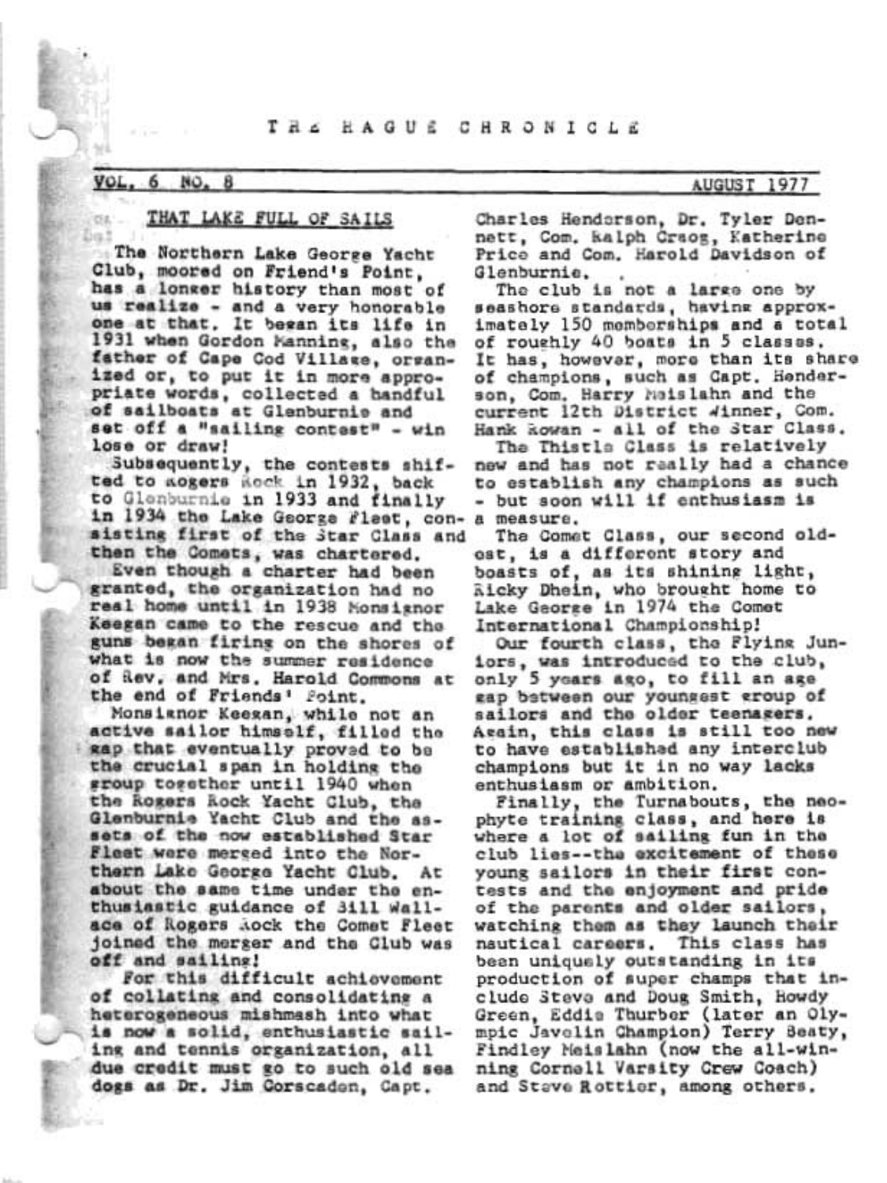# THE HAGUE CHRONICLE

VOL. 6 NO. 8 — AUGUST 1977

## THAT LAKE FULL OF SAILS

The Northern Lake George Yacht Club, moored on Friend's Point, has a longer history than most of us realize - and a very honorable one at that. It began its life in 1931 when Gordon Manning, also the father of Cape Cod Village, organized or, to put it in more appropriate words, collected a handful of sailboats at Glenburnie and set off a "sailing contest" - win lose or draw!

Subsequently, the contests shifted to Rogers Rock in 1932, back to Glenburnie in 1933 and finally in 1934 the Lake George Fleet, consisting first of the Star Class and then the Comets, was chartered.

Even though a charter had been granted, the organization had no real home until in 1938 Monsignor Keegan came to the rescue and the guns began firing on the shores of what is now the summer residence of Rev. and Mrs. Harold Commons at the end of Friends' Point.

Monsignor Keegan, while not an active sailor himself, filled the gap that eventually proved to be the crucial span in holding the group together until 1940 when the Rogers Rock Yacht Club, the Glenburnie Yacht Club and the assets of the now established Star Fleet were merged into the Northern Lake George Yacht Club. At about the same time under the enthusiastic guidance of Bill Wallace of Rogers Rock the Comet Fleet joined the merger and the Club was off and sailing!

For this difficult achievement of collating and consolidating a heterogeneous mishmash into what is now a solid, enthusiastic sailing and tennis organization, all due credit must go to such old sea dogs as Dr. Jim Corscaden, Capt. Charles Henderson, Dr. Tyler Dennett, Com. Ralph Creog, Katherine Price and Com. Harold Davidson of Glenburnie.

The club is not a large one by seashore standards, having approximately 150 memberships and a total of roughly 40 boats in 5 classes. It has, however, more than its share of champions, such as Capt. Henderson, Com. Harry Meislahn and the current 12th District winner, Com. Hank Rowan - all of the Star Class.

The Thistle Class is relatively new and has not really had a chance to establish any champions as such - but soon will if enthusiasm is a measure.

The Comet Class, our second oldest, is a different story and boasts of, as its shining light, Ricky Dhein, who brought home to Lake George in 1974 the Comet International Championship!

Our fourth class, the Flying Juniors, was introduced to the club, only 5 years ago, to fill an age gap between our youngest group of sailors and the older teenagers. Again, this class is still too new to have established any interclub champions but it in no way lacks enthusiasm or ambition.

Finally, the Turnabouts, the neophyte training class, and here is where a lot of sailing fun in the club lies--the excitement of these young sailors in their first contests and the enjoyment and pride of the parents and older sailors, watching them as they launch their nautical careers. This class has been uniquely outstanding in its production of super champs that include Steve and Doug Smith, Howdy Green, Eddie Thurber (later an Olympic Javelin Champion) Terry Beaty, Findley Meislahn (now the all-winning Cornell Varsity Crew Coach) and Steve Rottier, among others.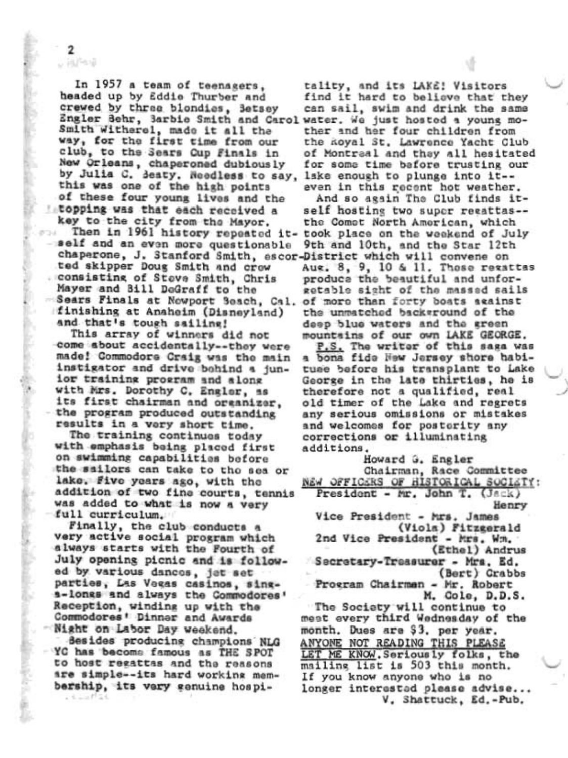In 1957 a team of teenagers, headed up by Eddie Thurber and crewed by three blondies, Betsey Engler Behr, Barbie Smith and Carol Smith Witherel, made it all the way, for the first time from our club, to the Sears Cup Finals in New Orleans, chaperoned dubiously by Julia C. Beaty. Needless to say, this was one of the high points of these four young lives and the topping was that each received a key to the city from the Mayor.

Then in 1961 history repeated itself and an even more questionable chaperone, J. Stanford Smith, escorted skipper Doug Smith and crew consisting of Steve Smith, Chris Mayer and Bill DeGraff to the Sears Finals at Newport Beach, Cal. finishing at Anaheim (Disneyland) and that's tough sailing!

This array of winners did not come about accidentally--they were made! Commodore Craig was the main instigator and drive behind a junior training program and along with Mrs. Dorothy C. Engler, as its first chairman and organizer, the program produced outstanding results in a very short time.

The training continues today with emphasis being placed first on swimming capabilities before the sailors can take to the sea or lake. Five years ago, with the addition of two fine courts, tennis was added to what is now a very full curriculum.

Finally, the club conducts a very active social program which always starts with the Fourth of July opening picnic and is followed by various dances, jet set parties, Las Vegas casinos, sing-a-longs and always the Commodores' Reception, winding up with the Commodores' Dinner and Awards Night on Labor Day weekend.

Besides producing champions NLGYC has become famous as THE SPOT to host regattas and the reasons are simple--its hard working membership, its very genuine hospitality, and its LAKE! Visitors find it hard to believe that they can sail, swim and drink the same water. We just hosted a young mother and her four children from the Royal St. Lawrence Yacht Club of Montreal and they all hesitated for some time before trusting our lake enough to plunge into it--even in this recent hot weather.

And so again The Club finds itself hosting two super regattas--the Comet North American, which took place on the weekend of July 9th and 10th, and the Star 12th District which will convene on Aug. 8, 9, 10 & 11. These regattas produce the beautiful and unforgetable sight of the massed sails of more than forty boats against the unmatched background of the deep blue waters and the green mountains of our own LAKE GEORGE.

P.S. The writer of this saga was a bona fide New Jersey shore habitue before his transplant to Lake George in the late thirties, he is therefore not a qualified, real old timer of the Lake and regrets any serious omissions or mistakes and welcomes for posterity any corrections or illuminating additions.

Howard G. Engler
Chairman, Race Committee

NEW OFFICERS OF HISTORICAL SOCIETY:

President - Mr. John T. (Jack) Henry
Vice President - Mrs. James (Viola) Fitzgerald
2nd Vice President - Mrs. Wm. (Ethel) Andrus
Secretary-Treasurer - Mrs. Ed. (Bert) Crabbs
Program Chairman - Mr. Robert M. Cole, D.D.S.

The Society will continue to meet every third Wednesday of the month. Dues are $3. per year.

ANYONE NOT READING THIS PLEASE LET ME KNOW. Seriously folks, the mailing list is 503 this month. If you know anyone who is no longer interested please advise...

V. Shattuck, Ed.-Pub.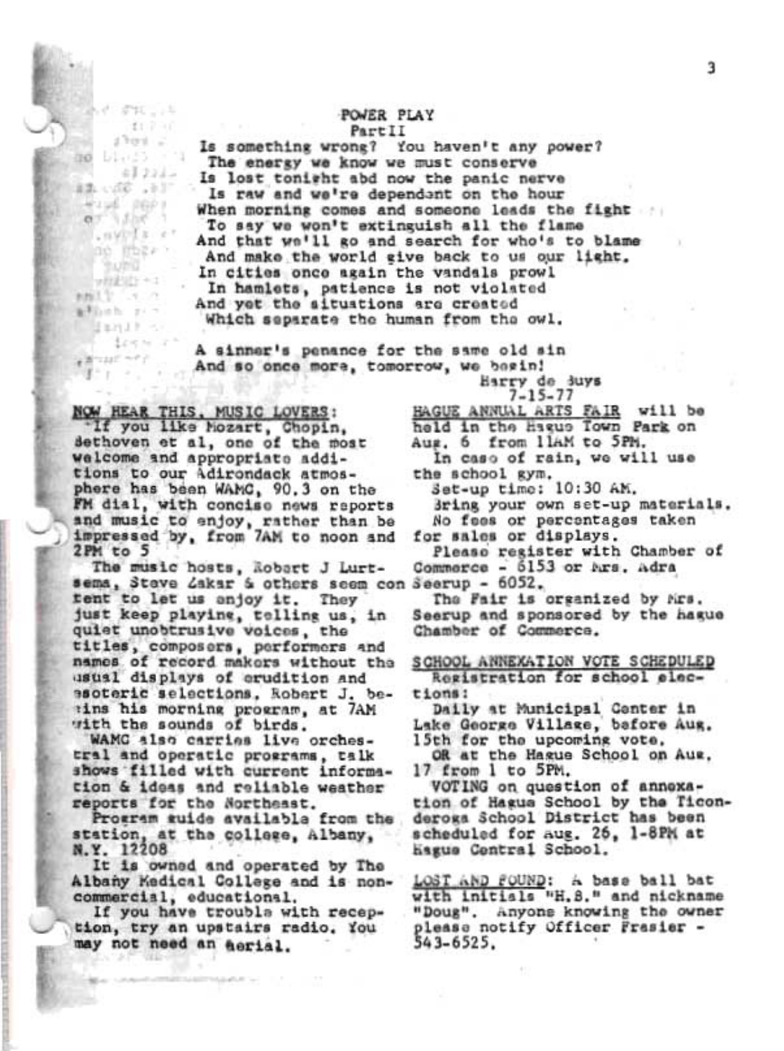## POWER PLAY
### Part II

Is something wrong? You haven't any power?
 The energy we know we must conserve
Is lost tonight abd now the panic nerve
 Is raw and we're dependant on the hour
When morning comes and someone leads the fight
 To say we won't extinguish all the flame
And that we'll go and search for who's to blame
 And make the world give back to us our light.
In cities once again the vandals prowl
 In hamlets, patience is not violated
And yet the situations are created
 Which separate the human from the owl.

A sinner's penance for the same old sin
And so once more, tomorrow, we begin!

Harry de Buys
7-15-77

**NOW HEAR THIS, MUSIC LOVERS:**

If you like Mozart, Chopin, Bethoven et al, one of the most welcome and appropriate additions to our Adirondack atmosphere has been WAMC, 90.3 on the FM dial, with concise news reports and music to enjoy, rather than be impressed by, from 7AM to noon and 2PM to 5

The music hosts, Robert J Lurtsema, Steve Zakar & others seem content to let us enjoy it. They just keep playing, telling us, in quiet unobtrusive voices, the titles, composers, performers and names of record makers without the usual displays of erudition and esoteric selections. Robert J. begins his morning program, at 7AM with the sounds of birds.

WAMC also carries live orchestral and operatic programs, talk shows filled with current information & ideas and reliable weather reports for the Northeast.

Program guide available from the station, at the college, Albany, N.Y. 12208

It is owned and operated by The Albany Medical College and is noncommercial, educational.

If you have trouble with reception, try an upstairs radio. You may not need an aerial.

**HAGUE ANNUAL ARTS FAIR** will be held in the Hague Town Park on Aug. 6 from 11AM to 5PM.

In case of rain, we will use the school gym.

Set-up time: 10:30 AM.

Bring your own set-up materials.

No fees or percentages taken for sales or displays.

Please register with Chamber of Commerce - 6153 or Mrs. Adra Seerup - 6052.

The Fair is organized by Mrs. Seerup and sponsored by the Hague Chamber of Commerce.

**SCHOOL ANNEXATION VOTE SCHEDULED**

Registration for school elections:

Daily at Municipal Center in Lake George Village, before Aug. 15th for the upcoming vote.

OR at the Hague School on Aug. 17 from 1 to 5PM.

VOTING on question of annexation of Hague School by the Ticonderoga School District has been scheduled for Aug. 26, 1-8PM at Hague Central School.

**LOST AND FOUND:** A base ball bat with initials "H.B." and nickname "Doug". Anyone knowing the owner please notify Officer Frasier - 543-6525.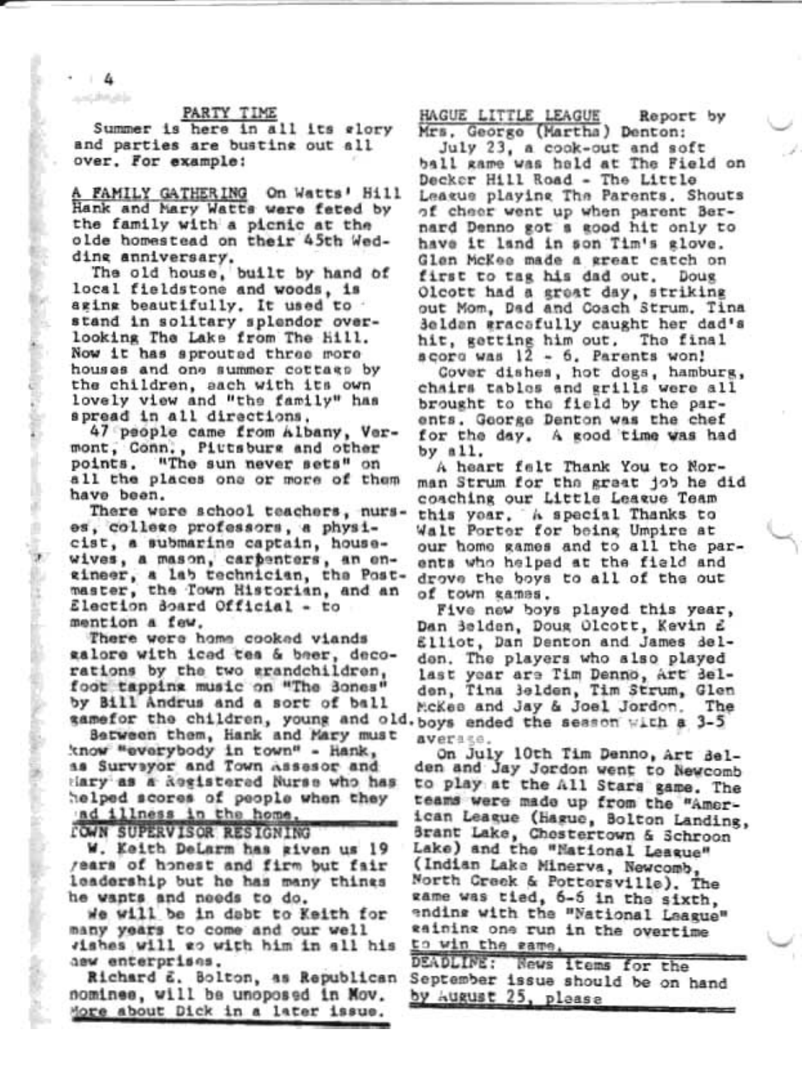## PARTY TIME

Summer is here in all its glory and parties are busting out all over. For example:

**A FAMILY GATHERING** On Watts' Hill Hank and Mary Watts were feted by the family with a picnic at the olde homestead on their 45th Wedding anniversary.

The old house, built by hand of local fieldstone and woods, is aging beautifully. It used to stand in solitary splendor overlooking The Lake from The Hill. Now it has sprouted three more houses and one summer cottage by the children, each with its own lovely view and "the family" has spread in all directions.

47 people came from Albany, Vermont, Conn., Pittsburg and other points. "The sun never sets" on all the places one or more of them have been.

There were school teachers, nurses, college professors, a physicist, a submarine captain, housewives, a mason, carpenters, an engineer, a lab technician, the Postmaster, the Town Historian, and an Election Board Official - to mention a few.

There were home cooked viands galore with iced tea & beer, decorations by the two grandchildren, foot tapping music on "The Bones" by Bill Andrus and a sort of ball gamefor the children, young and old.

Between them, Hank and Mary must know "everybody in town" - Hank, as Surveyor and Town Assesor and Mary as a Registered Nurse who has helped scores of people when they had illness in the home.

## TOWN SUPERVISOR RESIGNING

W. Keith DeLarm has given us 19 years of honest and firm but fair leadership but he has many things he wants and needs to do.

We will be in debt to Keith for many years to come and our well wishes will go with him in all his new enterprises.

Richard E. Bolton, as Republican nominee, will be unopposed in Nov. More about Dick in a later issue.

## HAGUE LITTLE LEAGUE

Report by Mrs. George (Martha) Denton:

July 23, a cook-out and soft ball game was held at The Field on Decker Hill Road - The Little League playing The Parents. Shouts of cheer went up when parent Bernard Denno got a good hit only to have it land in son Tim's glove. Glen McKee made a great catch on first to tag his dad out. Doug Olcott had a great day, striking out Mom, Dad and Coach Strum. Tina Belden gracefully caught her dad's hit, getting him out. The final score was 12 - 6. Parents won!

Cover dishes, hot dogs, hamburg, chairs tables and grills were all brought to the field by the parents. George Denton was the chef for the day. A good time was had by all.

A heart felt Thank You to Norman Strum for the great job he did coaching our Little League Team this year. A special Thanks to Walt Porter for being Umpire at our home games and to all the parents who helped at the field and drove the boys to all of the out of town games.

Five new boys played this year, Dan Belden, Doug Olcott, Kevin E Elliot, Dan Denton and James Belden. The players who also played last year are Tim Denno, Art Belden, Tina Belden, Tim Strum, Glen McKee and Jay & Joel Jordon. The boys ended the season with a 3-5 average.

On July 10th Tim Denno, Art Belden and Jay Jordon went to Newcomb to play at the All Stars game. The teams were made up from the "American League (Hague, Bolton Landing, Brant Lake, Chestertown & Schroon Lake) and the "National League" (Indian Lake Minerva, Newcomb, North Creek & Pottersville). The game was tied, 6-6 in the sixth, ending with the "National League" gaining one run in the overtime to win the game.

**DEADLINE:** News items for the September issue should be on hand by August 25, please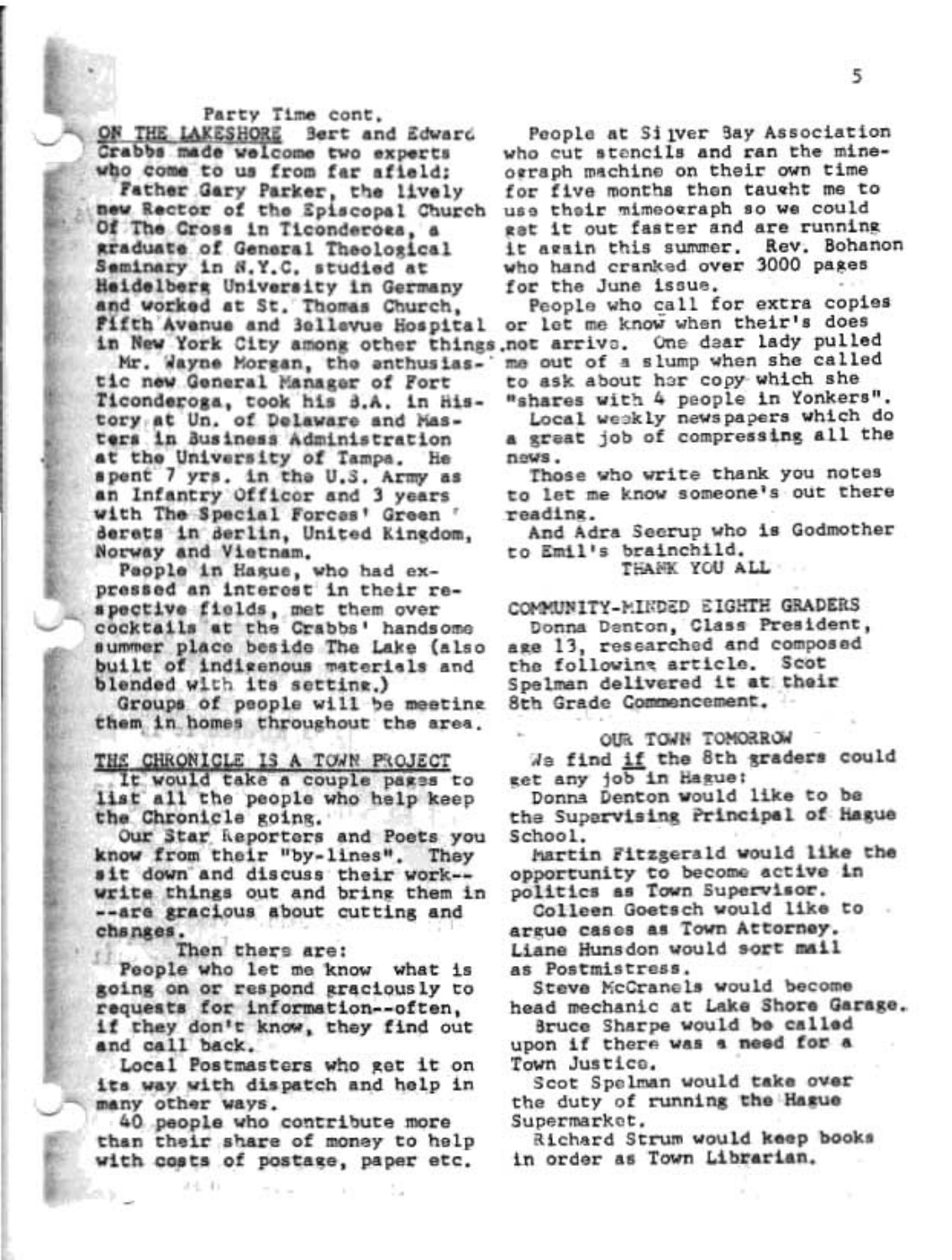Party Time cont.

ON THE LAKESHORE Bert and Edward Crabbs made welcome two experts who come to us from far afield:

Father Gary Parker, the lively new Rector of the Episcopal Church Of The Cross in Ticonderoga, a graduate of General Theological Seminary in N.Y.C. studied at Heidelberg University in Germany and worked at St. Thomas Church, Fifth Avenue and Bellevue Hospital in New York City among other things.

Mr. Wayne Morgan, the enthusiastic new General Manager of Fort Ticonderoga, took his B.A. in History at Un. of Delaware and Masters in Business Administration at the University of Tampa. He spent 7 yrs. in the U.S. Army as an Infantry Officer and 3 years with The Special Forces' Green Berets in Berlin, United Kingdom, Norway and Vietnam.

People in Hague, who had expressed an interest in their respective fields, met them over cocktails at the Crabbs' handsome summer place beside The Lake (also built of indigenous materials and blended with its setting.)

Groups of people will be meeting them in homes throughout the area.

THE CHRONICLE IS A TOWN PROJECT

It would take a couple pages to list all the people who help keep the Chronicle going.

Our Star Reporters and Poets you know from their "by-lines". They sit down and discuss their work--write things out and bring them in --are gracious about cutting and changes.

Then there are:

People who let me know what is going on or respond graciously to requests for information--often, if they don't know, they find out and call back.

Local Postmasters who get it on its way with dispatch and help in many other ways.

40 people who contribute more than their share of money to help with costs of postage, paper etc.

People at Silver Bay Association who cut stencils and ran the mimeograph machine on their own time for five months then taught me to use their mimeograph so we could get it out faster and are running it again this summer. Rev. Bohanon who hand cranked over 3000 pages for the June issue.

People who call for extra copies or let me know when their's does not arrive. One dear lady pulled me out of a slump when she called to ask about her copy which she "shares with 4 people in Yonkers".

Local weekly newspapers which do a great job of compressing all the news.

Those who write thank you notes to let me know someone's out there reading.

And Adra Seerup who is Godmother to Emil's brainchild.

THANK YOU ALL

COMMUNITY-MINDED EIGHTH GRADERS

Donna Denton, Class President, age 13, researched and composed the following article. Scot Spelman delivered it at their 8th Grade Commencement.

OUR TOWN TOMORROW

We find _if_ the 8th graders could get any job in Hague:

Donna Denton would like to be the Supervising Principal of Hague School.

Martin Fitzgerald would like the opportunity to become active in politics as Town Supervisor.

Colleen Goetsch would like to argue cases as Town Attorney.

Liane Hunsdon would sort mail as Postmistress.

Steve McCranels would become head mechanic at Lake Shore Garage.

Bruce Sharpe would be called upon if there was a need for a Town Justice.

Scot Spelman would take over the duty of running the Hague Supermarket.

Richard Strum would keep books in order as Town Librarian.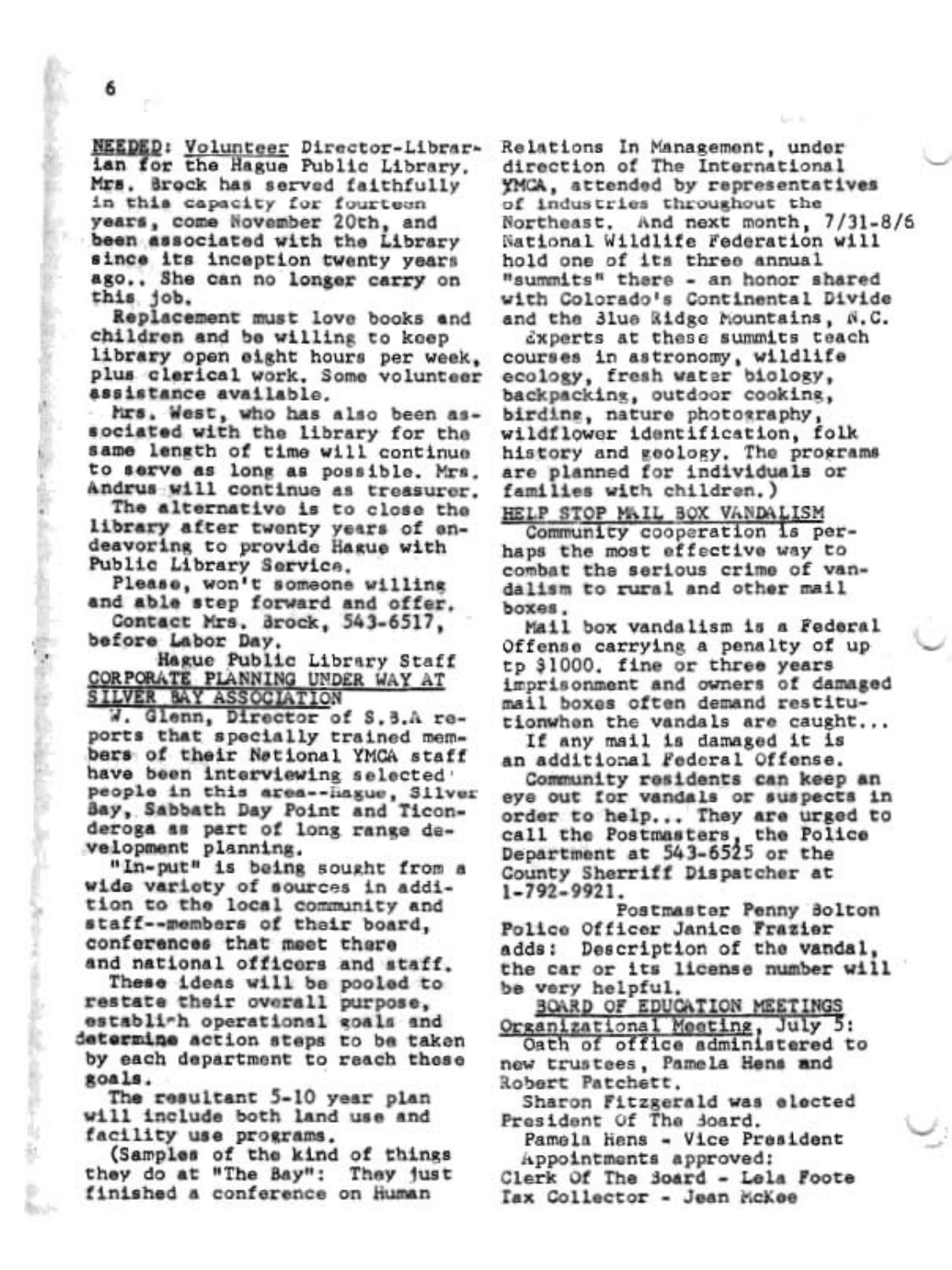**NEEDED**: Volunteer Director-Librarian for the Hague Public Library. Mrs. Brock has served faithfully in this capacity for fourteen years, come November 20th, and been associated with the Library since its inception twenty years ago.. She can no longer carry on this job.

Replacement must love books and children and be willing to keep library open eight hours per week, plus clerical work. Some volunteer assistance available.

Mrs. West, who has also been associated with the library for the same length of time will continue to serve as long as possible. Mrs. Andrus will continue as treasurer.

The alternative is to close the library after twenty years of endeavoring to provide Hague with Public Library Service.

Please, won't someone willing and able step forward and offer.

Contact Mrs. Brock, 543-6517, before Labor Day.

Hague Public Library Staff

## CORPORATE PLANNING UNDER WAY AT SILVER BAY ASSOCIATION

W. Glenn, Director of S.B.A reports that specially trained members of their National YMCA staff have been interviewing selected people in this area--Hague, Silver Bay, Sabbath Day Point and Ticonderoga as part of long range development planning.

"In-put" is being sought from a wide variety of sources in addition to the local community and staff--members of their board, conferences that meet there and national officers and staff.

These ideas will be pooled to restate their overall purpose, establish operational goals and determine action steps to be taken by each department to reach these goals.

The resultant 5-10 year plan will include both land use and facility use programs.

(Samples of the kind of things they do at "The Bay": They just finished a conference on Human Relations In Management, under direction of The International YMCA, attended by representatives of industries throughout the Northeast. And next month, 7/31-8/6 National Wildlife Federation will hold one of its three annual "summits" there - an honor shared with Colorado's Continental Divide and the Blue Ridge Mountains, N.C.

Experts at these summits teach courses in astronomy, wildlife ecology, fresh water biology, backpacking, outdoor cooking, birding, nature photography, wildflower identification, folk history and geology. The programs are planned for individuals or families with children.)

## HELP STOP MAIL BOX VANDALISM

Community cooperation is perhaps the most effective way to combat the serious crime of vandalism to rural and other mail boxes.

Mail box vandalism is a Federal Offense carrying a penalty of up tp $1000. fine or three years imprisonment and owners of damaged mail boxes often demand restitutionwhen the vandals are caught...

If any mail is damaged it is an additional Federal Offense.

Community residents can keep an eye out for vandals or suspects in order to help... They are urged to call the Postmasters, the Police Department at 543-6525 or the County Sherriff Dispatcher at 1-792-9921.

Postmaster Penny Bolton

Police Officer Janice Frazier adds: Description of the vandal, the car or its license number will be very helpful.

## BOARD OF EDUCATION MEETINGS

Organizational Meeting, July 5:

Oath of office administered to new trustees, Pamela Hens and Robert Patchett.

Sharon Fitzgerald was elected President Of The Board.

Pamela Hens - Vice President

Appointments approved:

Clerk Of The Board - Lela Foote

Tax Collector - Jean McKee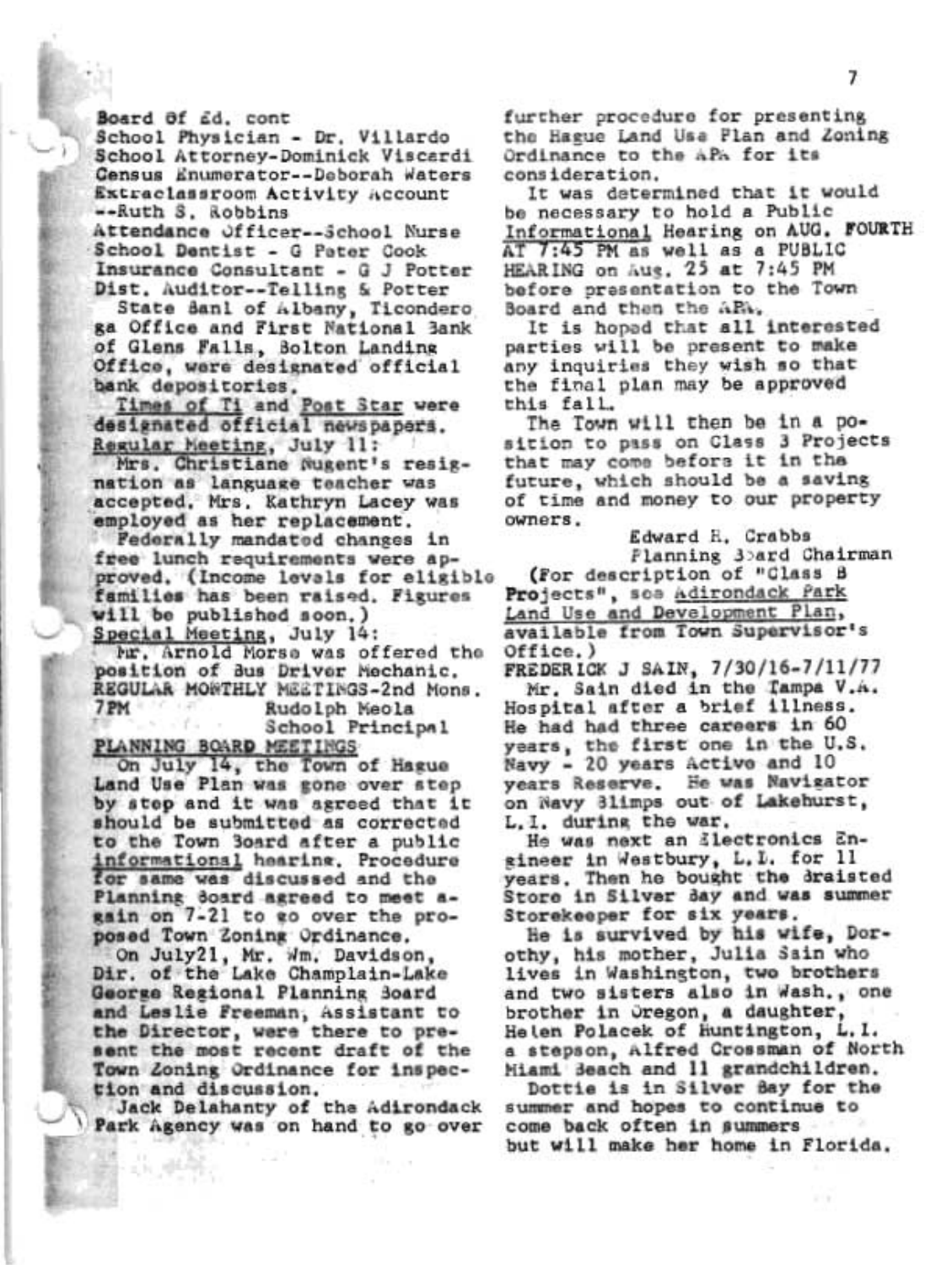Board of Ed. cont

School Physician - Dr. Villardo
School Attorney-Dominick Viscardi
Census Enumerator--Deborah Waters
Extraclassroom Activity Account --Ruth S. Robbins
Attendance Officer--School Nurse
School Dentist - G Peter Cook
Insurance Consultant - G J Potter
Dist. Auditor--Telling & Potter

State Bank of Albany, Ticonderoga Office and First National Bank of Glens Falls, Bolton Landing Office, were designated official bank depositories.

Times of Ti and Post Star were designated official newspapers.

Regular Meeting, July 11:

Mrs. Christiane Nugent's resignation as language teacher was accepted. Mrs. Kathryn Lacey was employed as her replacement.

Federally mandated changes in free lunch requirements were approved. (Income levels for eligible families has been raised. Figures will be published soon.)

Special Meeting, July 14:

Mr. Arnold Morse was offered the position of Bus Driver Mechanic.

REGULAR MONTHLY MEETINGS-2nd Mons. 7PM

Rudolph Meola
School Principal

PLANNING BOARD MEETINGS

On July 14, the Town of Hague Land Use Plan was gone over step by step and it was agreed that it should be submitted as corrected to the Town Board after a public informational hearing. Procedure for same was discussed and the Planning Board agreed to meet again on 7-21 to go over the proposed Town Zoning Ordinance.

On July21, Mr. Wm. Davidson, Dir. of the Lake Champlain-Lake George Regional Planning Board and Leslie Freeman, Assistant to the Director, were there to present the most recent draft of the Town Zoning Ordinance for inspection and discussion.

Jack Delahanty of the Adirondack Park Agency was on hand to go over further procedure for presenting the Hague Land Use Plan and Zoning Ordinance to the APA for its consideration.

It was determined that it would be necessary to hold a Public Informational Hearing on AUG. FOURTH AT 7:45 PM as well as a PUBLIC HEARING on Aug. 25 at 7:45 PM before presentation to the Town Board and then the APA.

It is hoped that all interested parties will be present to make any inquiries they wish so that the final plan may be approved this fall.

The Town will then be in a position to pass on Class 3 Projects that may come before it in the future, which should be a saving of time and money to our property owners.

Edward H. Crabbs
Planning Board Chairman

(For description of "Class B Projects", see Adirondack Park Land Use and Development Plan, available from Town Supervisor's Office.)

FREDERICK J SAIN, 7/30/16-7/11/77

Mr. Sain died in the Tampa V.A. Hospital after a brief illness. He had had three careers in 60 years, the first one in the U.S. Navy - 20 years Active and 10 years Reserve. He was Navigator on Navy Blimps out of Lakehurst, L.I. during the war.

He was next an Electronics Engineer in Westbury, L.I. for 11 years. Then he bought the Braisted Store in Silver Bay and was summer Storekeeper for six years.

He is survived by his wife, Dorothy, his mother, Julia Sain who lives in Washington, two brothers and two sisters also in Wash., one brother in Oregon, a daughter, Helen Polacek of Huntington, L.I. a stepson, Alfred Crossman of North Miami Beach and 11 grandchildren.

Dottie is in Silver Bay for the summer and hopes to continue to come back often in summers but will make her home in Florida.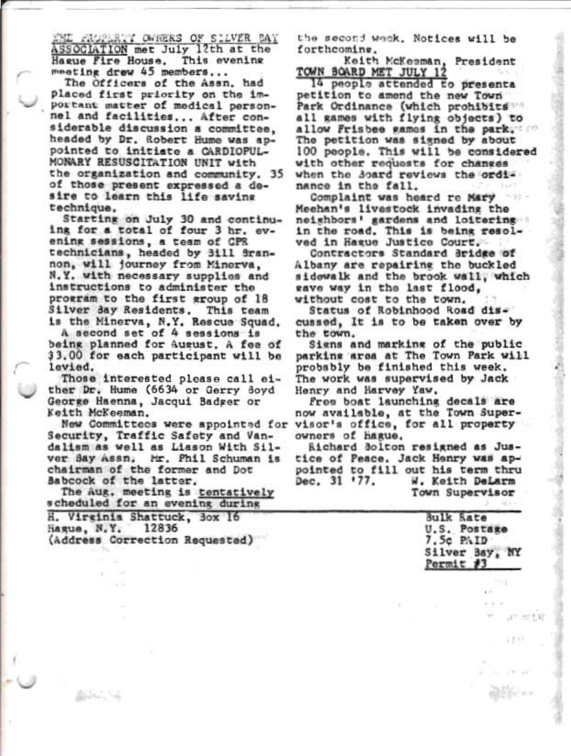THE PROPERTY OWNERS OF SILVER BAY ASSOCIATION met July 12th at the Hague Fire House. This evening meeting drew 45 members...

The Officers of the Assn. had placed first priority on the important matter of medical personnel and facilities... After considerable discussion a committee, headed by Dr. Robert Hume was appointed to initiate a CARDIOPULMONARY RESUSCITATION UNIT with the organization and community. 35 of those present expressed a desire to learn this life saving technique.

Starting on July 30 and continuing for a total of four 3 hr. evening sessions, a team of CPR technicians, headed by Bill Brannon, will journey from Minerva, N.Y. with necessary supplies and instructions to administer the program to the first group of 18 Silver Bay Residents. This team is the Minerva, N.Y. Rescue Squad.

A second set of 4 sessions is being planned for August. A fee of $3.00 for each participant will be levied.

Those interested please call either Dr. Hume (6634 or Gerry Boyd George Haenna, Jacqui Badger or Keith McKeeman.

New Committees were appointed for Security, Traffic Safety and Vandalism as well as Liason With Silver Bay Assn. Mr. Phil Schuman is chairman of the former and Dot Babcock of the latter.

The Aug. meeting is tentatively scheduled for an evening during the second week. Notices will be forthcoming.

Keith McKeeman, President

TOWN BOARD MET JULY 12

14 people attended to presenta petition to amend the new Town Park Ordinance (which prohibits all games with flying objects) to allow Frisbee games in the park. The petition was signed by about 100 people. This will be considered with other requests for changes when the Board reviews the ordinance in the fall.

Complaint was heard re Mary Meehan's livestock invading the neighbors' gardens and loitering in the road. This is being resolved in Hague Justice Court.

Contractors Standard Bridge of Albany are repairing the buckled sidewalk and the brook wall, which gave way in the last flood, without cost to the town.

Status of Robinhood Road discussed, It is to be taken over by the town.

Signs and marking of the public parking area at The Town Park will probably be finished this week. The work was supervised by Jack Henry and Harvey Yaw.

Free boat launching decals are now available, at the Town Supervisor's office, for all property owners of hague.

Richard Bolton resigned as Justice of Peace. Jack Henry was appointed to fill out his term thru Dec. 31 '77.

W. Keith DeLarm
Town Supervisor

H. Virginia Shattuck, Box 16
Hague, N.Y. 12836
(Address Correction Requested)

Bulk Rate
U.S. Postage
7.5¢ PAID
Silver Bay, NY
Permit #3